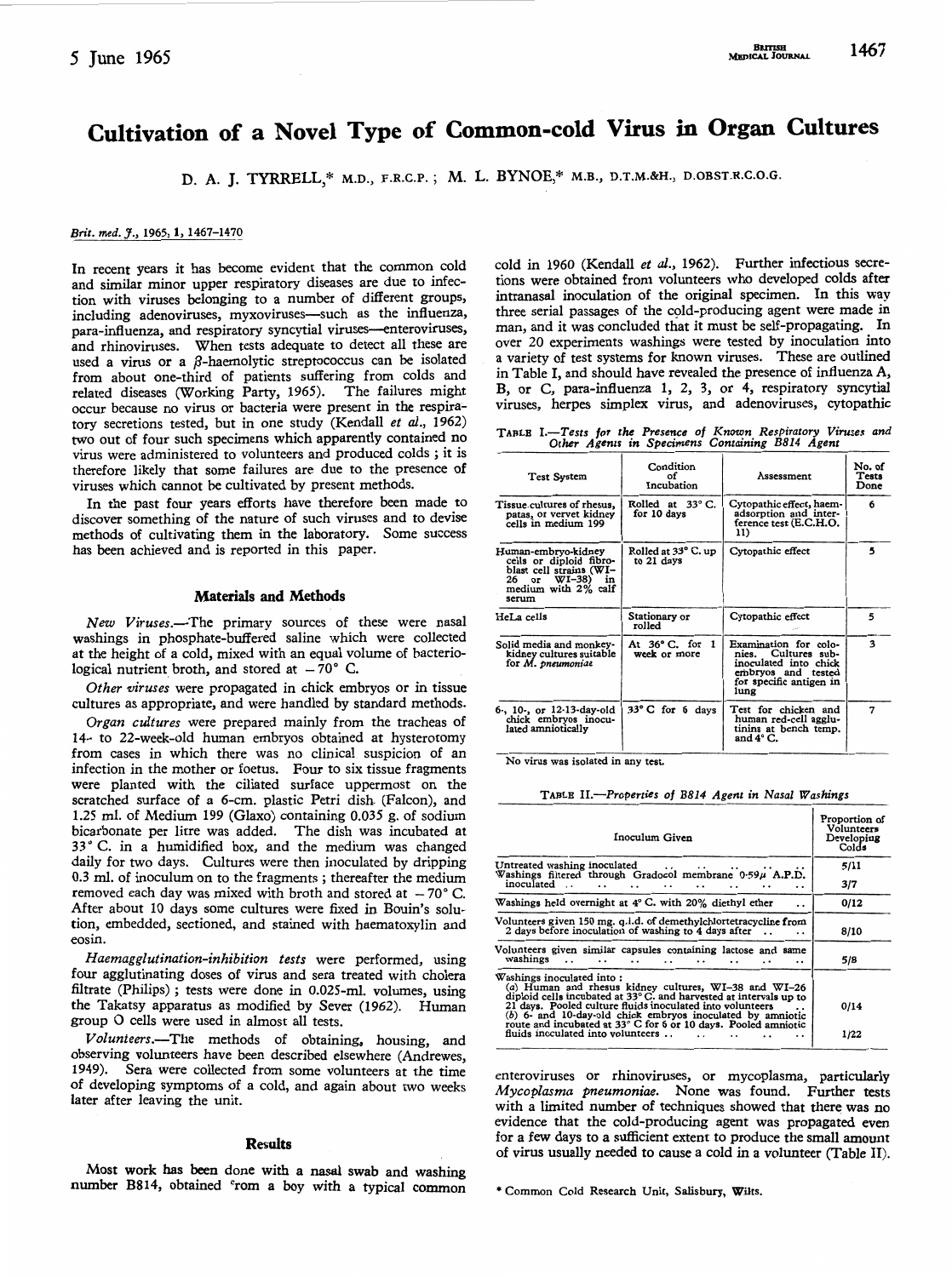# Cultivation of a Novel Type of Common-cold Virus in Organ Cultures

D. A. J. TYRRELL,* M.D., F.R.C.P.; M. L. BYNOE,* M.B., D.T.M.&H., D.OBST.R.C.O.G.

*Brit. med. J.*, 1965, 1, 1467–1470

In recent years it has become evident that the common cold and similar minor upper respiratory diseases are due to infection with viruses belonging to a number of different groups, including adenoviruses, myxoviruses—such as the influenza, para-influenza, and respiratory syncytial viruses—enteroviruses, and rhinoviruses. When tests adequate to detect all these are used a virus or a β-haemolytic streptococcus can be isolated from about one-third of patients suffering from colds and related diseases (Working Party, 1965). The failures might occur because no virus or bacteria were present in the respiratory secretions tested, but in one study (Kendall *et al.*, 1962) two out of four such specimens which apparently contained no virus were administered to volunteers and produced colds; it is therefore likely that some failures are due to the presence of viruses which cannot be cultivated by present methods.

In the past four years efforts have therefore been made to discover something of the nature of such viruses and to devise methods of cultivating them in the laboratory. Some success has been achieved and is reported in this paper.

## Materials and Methods

*New Viruses.*—The primary sources of these were nasal washings in phosphate-buffered saline which were collected at the height of a cold, mixed with an equal volume of bacteriological nutrient broth, and stored at −70° C.

*Other viruses* were propagated in chick embryos or in tissue cultures as appropriate, and were handled by standard methods.

*Organ cultures* were prepared mainly from the tracheas of 14- to 22-week-old human embryos obtained at hysterotomy from cases in which there was no clinical suspicion of an infection in the mother or foetus. Four to six tissue fragments were planted with the ciliated surface uppermost on the scratched surface of a 6-cm. plastic Petri dish (Falcon), and 1.25 ml. of Medium 199 (Glaxo) containing 0.035 g. of sodium bicarbonate per litre was added. The dish was incubated at 33° C. in a humidified box, and the medium was changed daily for two days. Cultures were then inoculated by dripping 0.3 ml. of inoculum on to the fragments; thereafter the medium removed each day was mixed with broth and stored at −70° C. After about 10 days some cultures were fixed in Bouin's solution, embedded, sectioned, and stained with haematoxylin and eosin.

*Haemagglutination-inhibition tests* were performed, using four agglutinating doses of virus and sera treated with cholera filtrate (Philips); tests were done in 0.025-ml. volumes, using the Takatsy apparatus as modified by Sever (1962). Human group O cells were used in almost all tests.

*Volunteers.*—The methods of obtaining, housing, and observing volunteers have been described elsewhere (Andrewes, 1949). Sera were collected from some volunteers at the time of developing symptoms of a cold, and again about two weeks later after leaving the unit.

## Results

Most work has been done with a nasal swab and washing number B814, obtained from a boy with a typical common cold in 1960 (Kendall *et al.*, 1962). Further infectious secretions were obtained from volunteers who developed colds after intranasal inoculation of the original specimen. In this way three serial passages of the cold-producing agent were made in man, and it was concluded that it must be self-propagating. In over 20 experiments washings were tested by inoculation into a variety of test systems for known viruses. These are outlined in Table I, and should have revealed the presence of influenza A, B, or C, para-influenza 1, 2, 3, or 4, respiratory syncytial viruses, herpes simplex virus, and adenoviruses, cytopathic enteroviruses or rhinoviruses, or mycoplasma, particularly *Mycoplasma pneumoniae*. None was found. Further tests with a limited number of techniques showed that there was no evidence that the cold-producing agent was propagated even for a few days to a sufficient extent to produce the small amount of virus usually needed to cause a cold in a volunteer (Table II).

TABLE I.—*Tests for the Presence of Known Respiratory Viruses and Other Agents in Specimens Containing B814 Agent*

| Test System | Condition of Incubation | Assessment | No. of Tests Done |
|---|---|---|---|
| Tissue cultures of rhesus, patas, or vervet kidney cells in medium 199 | Rolled at 33° C. for 10 days | Cytopathic effect, haemadsorption and interference test (E.C.H.O. 11) | 6 |
| Human-embryo-kidney cells or diploid fibroblast cell strains (WI-26 or WI-38) in medium with 2% calf serum | Rolled at 33° C. up to 21 days | Cytopathic effect | 5 |
| HeLa cells | Stationary or rolled | Cytopathic effect | 5 |
| Solid media and monkey-kidney cultures suitable for *M. pneumoniae* | At 36° C. for 1 week or more | Examination for colonies. Cultures subinoculated into chick embryos and tested for specific antigen in lung | 3 |
| 6-, 10-, or 12-13-day-old chick embryos inoculated amniotically | 33° C for 6 days | Test for chicken and human red-cell agglutinins at bench temp. and 4° C. | 7 |

No virus was isolated in any test.

TABLE II.—*Properties of B814 Agent in Nasal Washings*

| Inoculum Given | Proportion of Volunteers Developing Colds |
|---|---|
| Untreated washing inoculated | 5/11 |
| Washings filtered through Gradocol membrane 0·59μ A.P.D. inoculated | 3/7 |
| Washings held overnight at 4° C. with 20% diethyl ether | 0/12 |
| Volunteers given 150 mg. q.i.d. of demethylchlortetracycline from 2 days before inoculation of washing to 4 days after | 8/10 |
| Volunteers given similar capsules containing lactose and same washings | 5/8 |
| Washings inoculated into: (*a*) Human and rhesus kidney cultures, WI-38 and WI-26 diploid cells incubated at 33° C. and harvested at intervals up to 21 days. Pooled culture fluids inoculated into volunteers | 0/14 |
| (*b*) 6- and 10-day-old chick embryos inoculated by amniotic route and incubated at 33° C for 6 or 10 days. Pooled amniotic fluids inoculated into volunteers | 1/22 |

\* Common Cold Research Unit, Salisbury, Wilts.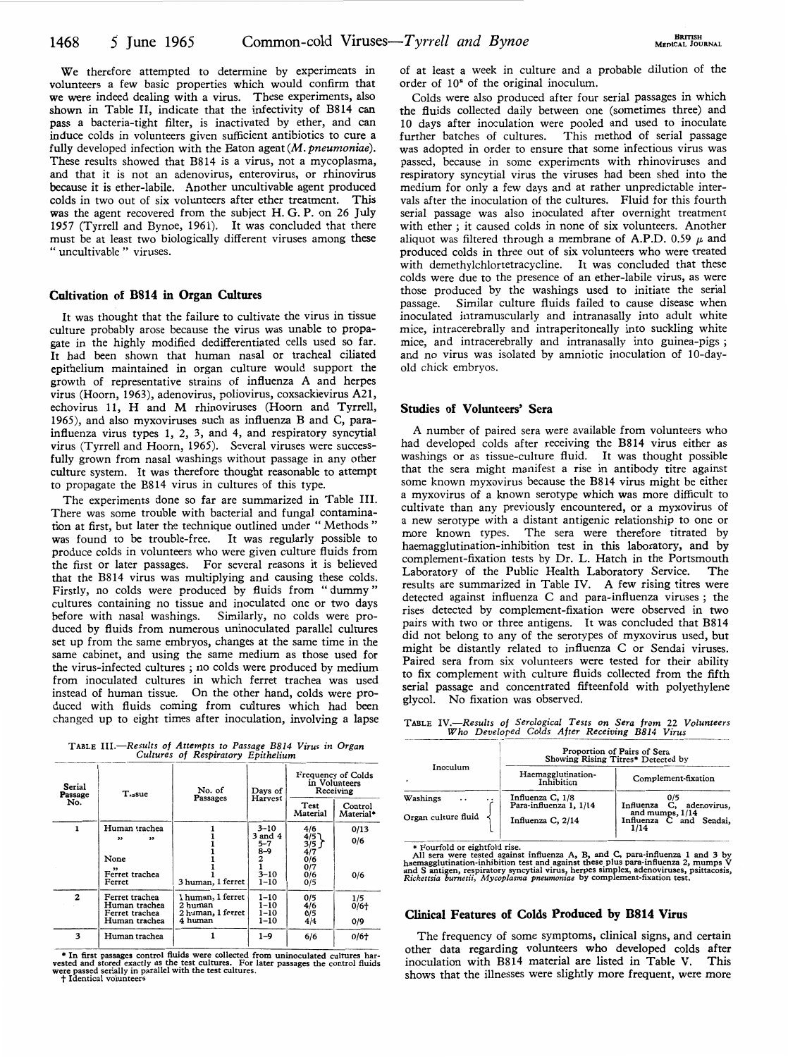We therefore attempted to determine by experiments in volunteers a few basic properties which would confirm that we were indeed dealing with a virus. These experiments, also shown in Table II, indicate that the infectivity of B814 can pass a bacteria-tight filter, is inactivated by ether, and can induce colds in volunteers given sufficient antibiotics to cure a fully developed infection with the Eaton agent (*M. pneumoniae*). These results showed that B814 is a virus, not a mycoplasma, and that it is not an adenovirus, enterovirus, or rhinovirus because it is ether-labile. Another uncultivable agent produced colds in two out of six volunteers after ether treatment. This was the agent recovered from the subject H. G. P. on 26 July 1957 (Tyrrell and Bynoe, 1961). It was concluded that there must be at least two biologically different viruses among these "uncultivable" viruses.

## Cultivation of B814 in Organ Cultures

It was thought that the failure to cultivate the virus in tissue culture probably arose because the virus was unable to propagate in the highly modified dedifferentiated cells used so far. It had been shown that human nasal or tracheal ciliated epithelium maintained in organ culture would support the growth of representative strains of influenza A and herpes virus (Hoorn, 1963), adenovirus, poliovirus, coxsackievirus A21, echovirus 11, H and M rhinoviruses (Hoorn and Tyrrell, 1965), and also myxoviruses such as influenza B and C, para-influenza virus types 1, 2, 3, and 4, and respiratory syncytial virus (Tyrrell and Hoorn, 1965). Several viruses were successfully grown from nasal washings without passage in any other culture system. It was therefore thought reasonable to attempt to propagate the B814 virus in cultures of this type.

The experiments done so far are summarized in Table III. There was some trouble with bacterial and fungal contamination at first, but later the technique outlined under "Methods" was found to be trouble-free. It was regularly possible to produce colds in volunteers who were given culture fluids from the first or later passages. For several reasons it is believed that the B814 virus was multiplying and causing these colds. Firstly, no colds were produced by fluids from "dummy" cultures containing no tissue and inoculated one or two days before with nasal washings. Similarly, no colds were produced by fluids from numerous uninoculated parallel cultures set up from the same embryos, changes at the same time in the same cabinet, and using the same medium as those used for the virus-infected cultures; no colds were produced by medium from inoculated cultures in which ferret trachea was used instead of human tissue. On the other hand, colds were produced with fluids coming from cultures which had been changed up to eight times after inoculation, involving a lapse of at least a week in culture and a probable dilution of the order of $10^8$ of the original inoculum.

Colds were also produced after four serial passages in which the fluids collected daily between one (sometimes three) and 10 days after inoculation were pooled and used to inoculate further batches of cultures. This method of serial passage was adopted in order to ensure that some infectious virus was passed, because in some experiments with rhinoviruses and respiratory syncytial virus the viruses had been shed into the medium for only a few days and at rather unpredictable intervals after the inoculation of the cultures. Fluid for this fourth serial passage was also inoculated after overnight treatment with ether; it caused colds in none of six volunteers. Another aliquot was filtered through a membrane of A.P.D. 0.59 μ and produced colds in three out of six volunteers who were treated with demethylchlortetracycline. It was concluded that these colds were due to the presence of an ether-labile virus, as were those produced by the washings used to initiate the serial passage. Similar culture fluids failed to cause disease when inoculated intramuscularly and intranasally into adult white mice, intracerebrally and intraperitoneally into suckling white mice, and intracerebrally and intranasally into guinea-pigs; and no virus was isolated by amniotic inoculation of 10-day-old chick embryos.

TABLE III.—*Results of Attempts to Passage B814 Virus in Organ Cultures of Respiratory Epithelium*

| Serial Passage No. | Tissue | No. of Passages | Days of Harvest | Frequency of Colds in Volunteers Receiving: Test Material | Control Material* |
|---|---|---|---|---|---|
| 1 | Human trachea | 1 | 3–10 | 4/6 | 0/13 |
| | " " | 1 | 3 and 4 | 4/5 } | 0/6 |
| | | 1 | 5–7 | 3/5 } | |
| | | 1 | 8–9 | 4/7 } | |
| | None | 1 | 2 | 0/6 | |
| | " | 1 | 1 | 0/7 | |
| | Ferret trachea | 1 | 3–10 | 0/6 | 0/6 |
| | Ferret | 3 human, 1 ferret | 1–10 | 0/5 | |
| 2 | Ferret trachea | 1 human, 1 ferret | 1–10 | 0/5 | 1/5 |
| | Human trachea | 2 human | 1–10 | 4/6 | 0/6† |
| | Ferret trachea | 2 human, 1 ferret | 1–10 | 0/5 | |
| | Human trachea | 4 human | 1–10 | 4/4 | 0/9 |
| 3 | Human trachea | 1 | 1–9 | 6/6 | 0/6† |

\* In first passages control fluids were collected from uninoculated cultures harvested and stored exactly as the test cultures. For later passages the control fluids were passed serially in parallel with the test cultures.
† Identical volunteers

## Studies of Volunteers' Sera

A number of paired sera were available from volunteers who had developed colds after receiving the B814 virus either as washings or as tissue-culture fluid. It was thought possible that the sera might manifest a rise in antibody titre against some known myxovirus because the B814 virus might be either a myxovirus of a known serotype which was more difficult to cultivate than any previously encountered, or a myxovirus of a new serotype with a distant antigenic relationship to one or more known types. The sera were therefore titrated by haemagglutination-inhibition test in this laboratory, and by complement-fixation tests by Dr. L. Hatch in the Portsmouth Laboratory of the Public Health Laboratory Service. The results are summarized in Table IV. A few rising titres were detected against influenza C and para-influenza viruses; the rises detected by complement-fixation were observed in two pairs with two or three antigens. It was concluded that B814 did not belong to any of the serotypes of myxovirus used, but might be distantly related to influenza C or Sendai viruses. Paired sera from six volunteers were tested for their ability to fix complement with culture fluids collected from the fifth serial passage and concentrated fifteenfold with polyethylene glycol. No fixation was observed.

TABLE IV.—*Results of Serological Tests on Sera from 22 Volunteers Who Developed Colds After Receiving B814 Virus*

| Inoculum | Proportion of Pairs of Sera Showing Rising Titres* Detected by: Haemagglutination-Inhibition | Complement-fixation |
|---|---|---|
| Washings | Influenza C, 1/8 | 0/5 |
| Organ culture fluid | Para-influenza 1, 1/14; Influenza C, 2/14 | Influenza C, adenovirus, and mumps, 1/14; Influenza C and Sendai, 1/14 |

\* Fourfold or eightfold rise.
All sera were tested against influenza A, B, and C, para-influenza 1 and 3 by haemagglutination-inhibition test and against these plus para-influenza 2, mumps V and S antigen, respiratory syncytial virus, herpes simplex, adenoviruses, psittacosis, *Rickettsia burnetii*, *Mycoplasma pneumoniae* by complement-fixation test.

## Clinical Features of Colds Produced by B814 Virus

The frequency of some symptoms, clinical signs, and certain other data regarding volunteers who developed colds after inoculation with B814 material are listed in Table V. This shows that the illnesses were slightly more frequent, were more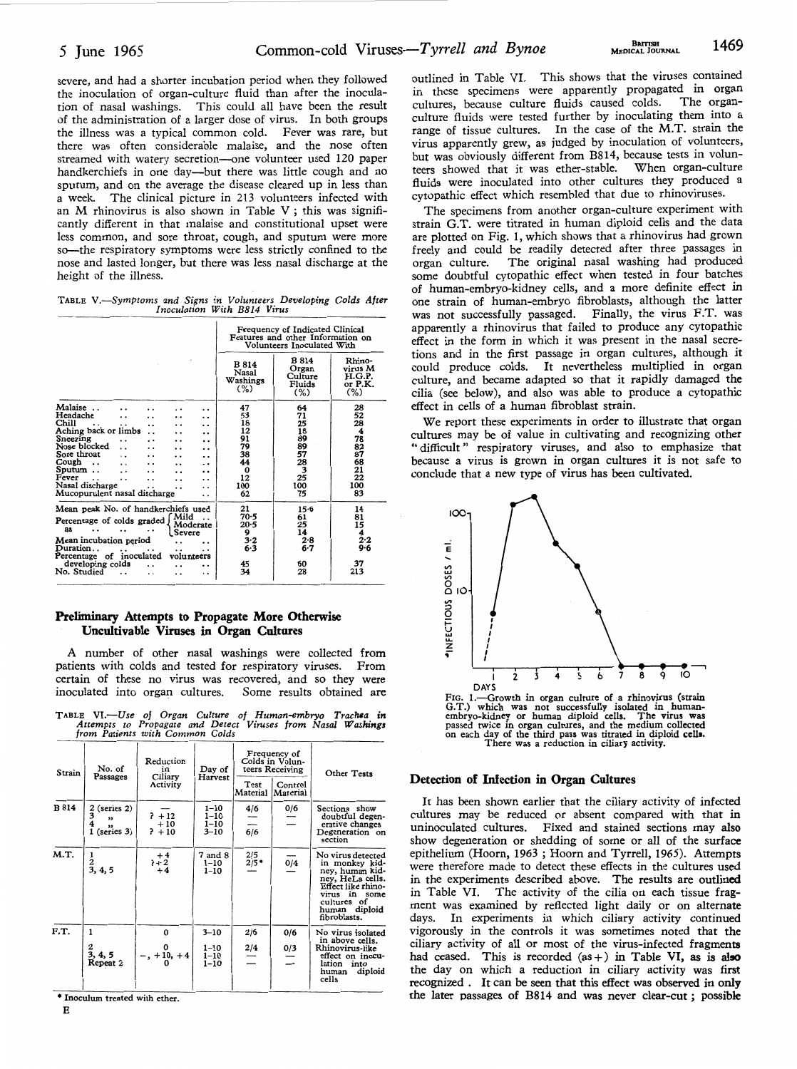severe, and had a shorter incubation period when they followed the inoculation of organ-culture fluid than after the inoculation of nasal washings. This could all have been the result of the administration of a larger dose of virus. In both groups the illness was a typical common cold. Fever was rare, but there was often considerable malaise, and the nose often streamed with watery secretion—one volunteer used 120 paper handkerchiefs in one day—but there was little cough and no sputum, and on the average the disease cleared up in less than a week. The clinical picture in 213 volunteers infected with an M rhinovirus is also shown in Table V; this was significantly different in that malaise and constitutional upset were less common, and sore throat, cough, and sputum were more so—the respiratory symptoms were less strictly confined to the nose and lasted longer, but there was less nasal discharge at the height of the illness.

TABLE V.—*Symptoms and Signs in Volunteers Developing Colds After Inoculation With B814 Virus*

| | Frequency of Indicated Clinical Features and other Information on Volunteers Inoculated With | | |
|---|---|---|---|
| | B 814 Nasal Washings (%) | B 814 Organ Culture Fluids (%) | Rhino-virus M H.G.P. or P.K. (%) |
| Malaise | 47 | 64 | 28 |
| Headache | 53 | 71 | 52 |
| Chill | 18 | 25 | 28 |
| Aching back or limbs | 12 | 18 | 4 |
| Sneezing | 91 | 89 | 78 |
| Nose blocked | 79 | 89 | 82 |
| Sore throat | 38 | 57 | 87 |
| Cough | 44 | 28 | 68 |
| Sputum | 0 | 3 | 21 |
| Fever | 12 | 25 | 22 |
| Nasal discharge | 100 | 100 | 100 |
| Mucopurulent nasal discharge | 62 | 75 | 83 |
| Mean peak No. of handkerchiefs used | 21 | 15·6 | 14 |
| Percentage of colds graded as Mild | 70·5 | 61 | 81 |
| Moderate | 20·5 | 25 | 15 |
| Severe | 9 | 14 | 4 |
| Mean incubation period | 3·2 | 2·8 | 2·2 |
| Duration | 6·3 | 6·7 | 9·6 |
| Percentage of inoculated volunteers developing colds | 45 | 60 | 37 |
| No. Studied | 34 | 28 | 213 |

## Preliminary Attempts to Propagate More Otherwise Uncultivable Viruses in Organ Cultures

A number of other nasal washings were collected from patients with colds and tested for respiratory viruses. From certain of these no virus was recovered, and so they were inoculated into organ cultures. Some results obtained are outlined in Table VI. This shows that the viruses contained in these specimens were apparently propagated in organ cultures, because culture fluids caused colds. The organ-culture fluids were tested further by inoculating them into a range of tissue cultures. In the case of the M.T. strain the virus apparently grew, as judged by inoculation of volunteers, but was obviously different from B814, because tests in volunteers showed that it was ether-stable. When organ-culture fluids were inoculated into other cultures they produced a cytopathic effect which resembled that due to rhinoviruses.

TABLE VI.—*Use of Organ Culture of Human-embryo Trachea in Attempts to Propagate and Detect Viruses from Nasal Washings from Patients with Common Colds*

| Strain | No. of Passages | Reduction in Ciliary Activity | Day of Harvest | Frequency of Colds in Volunteers Receiving | | Other Tests |
|---|---|---|---|---|---|---|
| | | | | Test Material | Control Material | |
| B 814 | 2 (series 2) | — | 1–10 | 4/6 | 0/6 | Sections show doubtful degenerative changes |
| | 3 " | ? + 12 | 1–10 | — | — | |
| | 4 " | + 10 | 1–10 | — | — | |
| | 1 (series 3) | ? + 10 | 3–10 | 6/6 | | Degeneration on section |
| M.T. | 1 | + 4 | 7 and 8 | 2/5 | — | No virus detected in monkey kidney, human kidney, HeLa cells. Effect like rhinovirus in some cultures of human diploid fibroblasts. |
| | 2 | ? + 2 | 1–10 | 2/5* | 0/4 | |
| | 3, 4, 5 | + 4 | 1–10 | — | — | |
| F.T. | 1 | 0 | 3–10 | 2/6 | 0/6 | No virus isolated in above cells. Rhinovirus-like effect on inoculation into human diploid cells |
| | 2 | 0 | 1–10 | 2/4 | 0/3 | |
| | 3, 4, 5 | –, + 10, + 4 | 1–10 | — | — | |
| | Repeat 2 | 0 | 1–10 | — | — | |

\* Inoculum treated with ether.

The specimens from another organ-culture experiment with strain G.T. were titrated in human diploid cells and the data are plotted on Fig. 1, which shows that a rhinovirus had grown freely and could be readily detected after three passages in organ culture. The original nasal washing had produced some doubtful cytopathic effect when tested in four batches of human-embryo-kidney cells, and a more definite effect in one strain of human-embryo fibroblasts, although the latter was not successfully passaged. Finally, the virus F.T. was apparently a rhinovirus that failed to produce any cytopathic effect in the form in which it was present in the nasal secretions and in the first passage in organ cultures, although it could produce colds. It nevertheless multiplied in organ culture, and became adapted so that it rapidly damaged the cilia (see below), and also was able to produce a cytopathic effect in cells of a human fibroblast strain.

We report these experiments in order to illustrate that organ cultures may be of value in cultivating and recognizing other "difficult" respiratory viruses, and also to emphasize that because a virus is grown in organ cultures it is not safe to conclude that a new type of virus has been cultivated.

*INFECTIOUS DOSES / ml.
100
10
1 2 3 4 5 6 7 8 9 10
DAYS

FIG. 1.—Growth in organ culture of a rhinovirus (strain G.T.) which was not successfully isolated in human-embryo-kidney or human diploid cells. The virus was passed twice in organ cultures, and the medium collected on each day of the third pass was titrated in diploid cells. There was a reduction in ciliary activity.

## Detection of Infection in Organ Cultures

It has been shown earlier that the ciliary activity of infected cultures may be reduced or absent compared with that in uninoculated cultures. Fixed and stained sections may also show degeneration or shedding of some or all of the surface epithelium (Hoorn, 1963; Hoorn and Tyrrell, 1965). Attempts were therefore made to detect these effects in the cultures used in the experiments described above. The results are outlined in Table VI. The activity of the cilia on each tissue fragment was examined by reflected light daily or on alternate days. In experiments in which ciliary activity continued vigorously in the controls it was sometimes noted that the ciliary activity of all or most of the virus-infected fragments had ceased. This is recorded (as +) in Table VI, as is also the day on which a reduction in ciliary activity was first recognized. It can be seen that this effect was observed in only the later passages of B814 and was never clear-cut; possible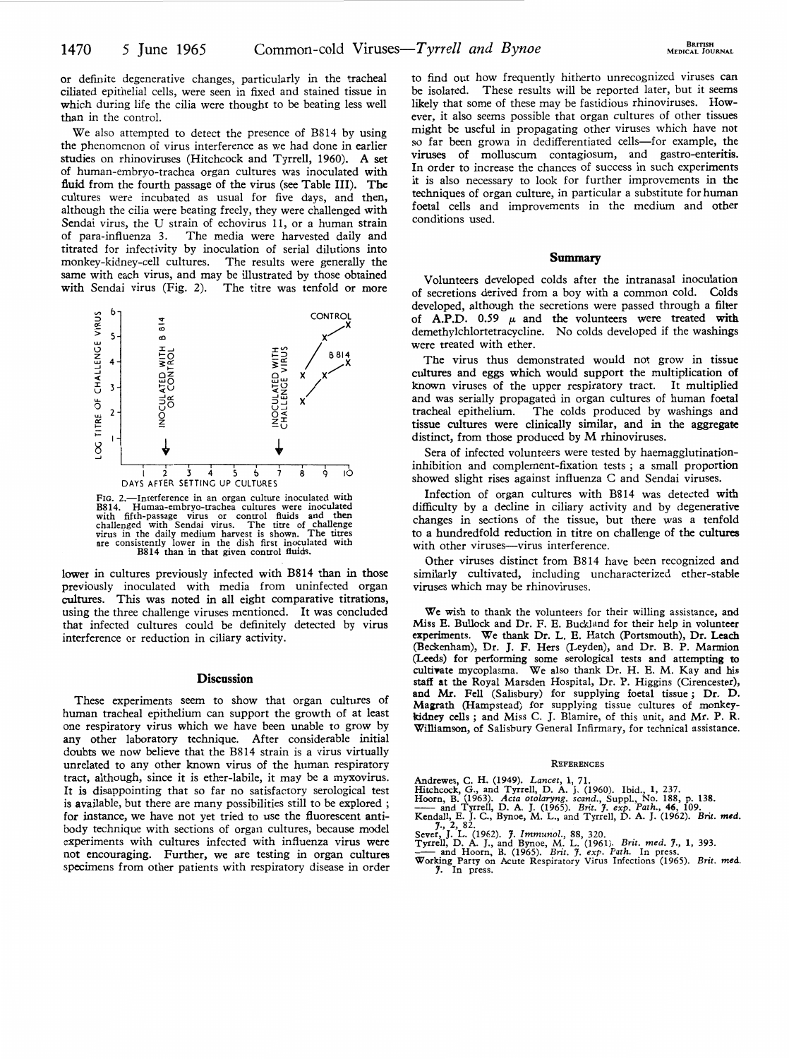or definite degenerative changes, particularly in the tracheal ciliated epithelial cells, were seen in fixed and stained tissue in which during life the cilia were thought to be beating less well than in the control.

We also attempted to detect the presence of B814 by using the phenomenon of virus interference as we had done in earlier studies on rhinoviruses (Hitchcock and Tyrrell, 1960). A set of human-embryo-trachea organ cultures was inoculated with fluid from the fourth passage of the virus (see Table III). The cultures were incubated as usual for five days, and then, although the cilia were beating freely, they were challenged with Sendai virus, the U strain of echovirus 11, or a human strain of para-influenza 3. The media were harvested daily and titrated for infectivity by inoculation of serial dilutions into monkey-kidney-cell cultures. The results were generally the same with each virus, and may be illustrated by those obtained with Sendai virus (Fig. 2). The titre was tenfold or more lower in cultures previously infected with B814 than in those previously inoculated with media from uninfected organ cultures. This was noted in all eight comparative titrations, using the three challenge viruses mentioned. It was concluded that infected cultures could be definitely detected by virus interference or reduction in ciliary activity.

LOG TITRE OF CHALLENGE VIRUS
INOCULATED WITH B 814 OR CONTROL
INOCULATED WITH CHALLENGE VIRUS
CONTROL
B 814
DAYS AFTER SETTING UP CULTURES
1 2 3 4 5 6 7 8 9 10
1 2 3 4 5 6

FIG. 2.—Interference in an organ culture inoculated with B814. Human-embryo-trachea cultures were inoculated with fifth-passage virus or control fluids and then challenged with Sendai virus. The titre of challenge virus in the daily medium harvest is shown. The titres are consistently lower in the dish first inoculated with B814 than in that given control fluids.

## Discussion

These experiments seem to show that organ cultures of human tracheal epithelium can support the growth of at least one respiratory virus which we have been unable to grow by any other laboratory technique. After considerable initial doubts we now believe that the B814 strain is a virus virtually unrelated to any other known virus of the human respiratory tract, although, since it is ether-labile, it may be a myxovirus. It is disappointing that so far no satisfactory serological test is available, but there are many possibilities still to be explored; for instance, we have not yet tried to use the fluorescent antibody technique with sections of organ cultures, because model experiments with cultures infected with influenza virus were not encouraging. Further, we are testing in organ cultures specimens from other patients with respiratory disease in order to find out how frequently hitherto unrecognized viruses can be isolated. These results will be reported later, but it seems likely that some of these may be fastidious rhinoviruses. However, it also seems possible that organ cultures of other tissues might be useful in propagating other viruses which have not so far been grown in dedifferentiated cells—for example, the viruses of molluscum contagiosum, and gastro-enteritis. In order to increase the chances of success in such experiments it is also necessary to look for further improvements in the techniques of organ culture, in particular a substitute for human foetal cells and improvements in the medium and other conditions used.

## Summary

Volunteers developed colds after the intranasal inoculation of secretions derived from a boy with a common cold. Colds developed, although the secretions were passed through a filter of A.P.D. 0.59 $\mu$ and the volunteers were treated with demethylchlortetracycline. No colds developed if the washings were treated with ether.

The virus thus demonstrated would not grow in tissue cultures and eggs which would support the multiplication of known viruses of the upper respiratory tract. It multiplied and was serially propagated in organ cultures of human foetal tracheal epithelium. The colds produced by washings and tissue cultures were clinically similar, and in the aggregate distinct, from those produced by M rhinoviruses.

Sera of infected volunteers were tested by haemagglutination-inhibition and complement-fixation tests; a small proportion showed slight rises against influenza C and Sendai viruses.

Infection of organ cultures with B814 was detected with difficulty by a decline in ciliary activity and by degenerative changes in sections of the tissue, but there was a tenfold to a hundredfold reduction in titre on challenge of the cultures with other viruses—virus interference.

Other viruses distinct from B814 have been recognized and similarly cultivated, including uncharacterized ether-stable viruses which may be rhinoviruses.

We wish to thank the volunteers for their willing assistance, and Miss E. Bullock and Dr. F. E. Buckland for their help in volunteer experiments. We thank Dr. L. E. Hatch (Portsmouth), Dr. Leach (Beckenham), Dr. J. F. Hers (Leyden), and Dr. B. P. Marmion (Leeds) for performing some serological tests and attempting to cultivate mycoplasma. We also thank Dr. H. E. M. Kay and his staff at the Royal Marsden Hospital, Dr. P. Higgins (Cirencester), and Mr. F. Fell (Salisbury) for supplying foetal tissue; Dr. D. Magrath (Hampstead) for supplying tissue cultures of monkey-kidney cells; and Miss C. J. Blamire, of this unit, and Mr. P. R. Williamson, of Salisbury General Infirmary, for technical assistance.

### References

Andrewes, C. H. (1949). *Lancet*, 1, 71.
Hitchcock, G., and Tyrrell, D. A. J. (1960). Ibid., 1, 237.
Hoorn, B. (1963). *Acta otolaryng. scand.*, Suppl., No. 188, p. 138.
—— and Tyrrell, D. A. J. (1965). *Brit. J. exp. Path.*, 46, 109.
Kendall, E. J. C., Bynoe, M. L., and Tyrrell, D. A. J. (1962). *Brit. med. J.*, 2, 82.
Sever, J. L. (1962). *J. Immunol.*, 88, 320.
Tyrrell, D. A. J., and Bynoe, M. L. (1961). *Brit. med. J.*, 1, 393.
—— and Hoorn, B. (1965). *Brit. J. exp. Path.* In press.
Working Party on Acute Respiratory Virus Infections (1965). *Brit. med. J.* In press.